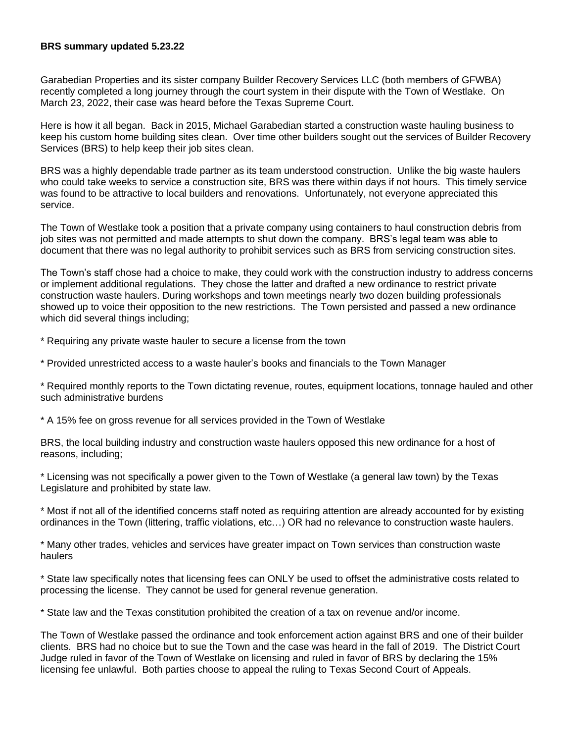**BRS summary updated 5.23.22**

Garabedian Properties and its sister company Builder Recovery Services LLC (both members of GFWBA) recently completed a long journey through the court system in their dispute with the Town of Westlake. On March 23, 2022, their case was heard before the Texas Supreme Court.

Here is how it all began. Back in 2015, Michael Garabedian started a construction waste hauling business to keep his custom home building sites clean. Over time other builders sought out the services of Builder Recovery Services (BRS) to help keep their job sites clean.

BRS was a highly dependable trade partner as its team understood construction. Unlike the big waste haulers who could take weeks to service a construction site, BRS was there within days if not hours. This timely service was found to be attractive to local builders and renovations. Unfortunately, not everyone appreciated this service.

The Town of Westlake took a position that a private company using containers to haul construction debris from job sites was not permitted and made attempts to shut down the company. BRS's legal team was able to document that there was no legal authority to prohibit services such as BRS from servicing construction sites.

The Town's staff chose had a choice to make, they could work with the construction industry to address concerns or implement additional regulations. They chose the latter and drafted a new ordinance to restrict private construction waste haulers. During workshops and town meetings nearly two dozen building professionals showed up to voice their opposition to the new restrictions. The Town persisted and passed a new ordinance which did several things including;

* Requiring any private waste hauler to secure a license from the town

* Provided unrestricted access to a waste hauler's books and financials to the Town Manager

* Required monthly reports to the Town dictating revenue, routes, equipment locations, tonnage hauled and other such administrative burdens

* A 15% fee on gross revenue for all services provided in the Town of Westlake

BRS, the local building industry and construction waste haulers opposed this new ordinance for a host of reasons, including;

* Licensing was not specifically a power given to the Town of Westlake (a general law town) by the Texas Legislature and prohibited by state law.

* Most if not all of the identified concerns staff noted as requiring attention are already accounted for by existing ordinances in the Town (littering, traffic violations, etc…) OR had no relevance to construction waste haulers.

* Many other trades, vehicles and services have greater impact on Town services than construction waste haulers

* State law specifically notes that licensing fees can ONLY be used to offset the administrative costs related to processing the license. They cannot be used for general revenue generation.

* State law and the Texas constitution prohibited the creation of a tax on revenue and/or income.

The Town of Westlake passed the ordinance and took enforcement action against BRS and one of their builder clients. BRS had no choice but to sue the Town and the case was heard in the fall of 2019. The District Court Judge ruled in favor of the Town of Westlake on licensing and ruled in favor of BRS by declaring the 15% licensing fee unlawful. Both parties choose to appeal the ruling to Texas Second Court of Appeals.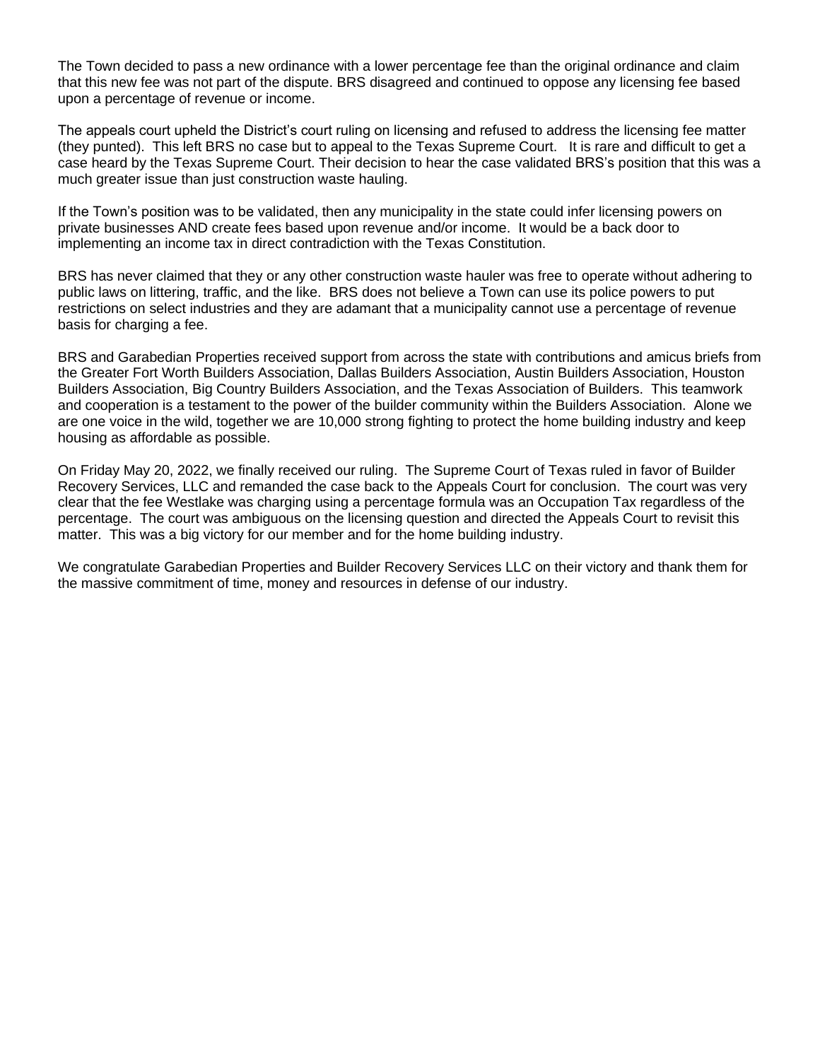The Town decided to pass a new ordinance with a lower percentage fee than the original ordinance and claim that this new fee was not part of the dispute. BRS disagreed and continued to oppose any licensing fee based upon a percentage of revenue or income.

The appeals court upheld the District's court ruling on licensing and refused to address the licensing fee matter (they punted). This left BRS no case but to appeal to the Texas Supreme Court. It is rare and difficult to get a case heard by the Texas Supreme Court. Their decision to hear the case validated BRS's position that this was a much greater issue than just construction waste hauling.

If the Town's position was to be validated, then any municipality in the state could infer licensing powers on private businesses AND create fees based upon revenue and/or income. It would be a back door to implementing an income tax in direct contradiction with the Texas Constitution.

BRS has never claimed that they or any other construction waste hauler was free to operate without adhering to public laws on littering, traffic, and the like. BRS does not believe a Town can use its police powers to put restrictions on select industries and they are adamant that a municipality cannot use a percentage of revenue basis for charging a fee.

BRS and Garabedian Properties received support from across the state with contributions and amicus briefs from the Greater Fort Worth Builders Association, Dallas Builders Association, Austin Builders Association, Houston Builders Association, Big Country Builders Association, and the Texas Association of Builders. This teamwork and cooperation is a testament to the power of the builder community within the Builders Association. Alone we are one voice in the wild, together we are 10,000 strong fighting to protect the home building industry and keep housing as affordable as possible.

On Friday May 20, 2022, we finally received our ruling. The Supreme Court of Texas ruled in favor of Builder Recovery Services, LLC and remanded the case back to the Appeals Court for conclusion. The court was very clear that the fee Westlake was charging using a percentage formula was an Occupation Tax regardless of the percentage. The court was ambiguous on the licensing question and directed the Appeals Court to revisit this matter. This was a big victory for our member and for the home building industry.

We congratulate Garabedian Properties and Builder Recovery Services LLC on their victory and thank them for the massive commitment of time, money and resources in defense of our industry.